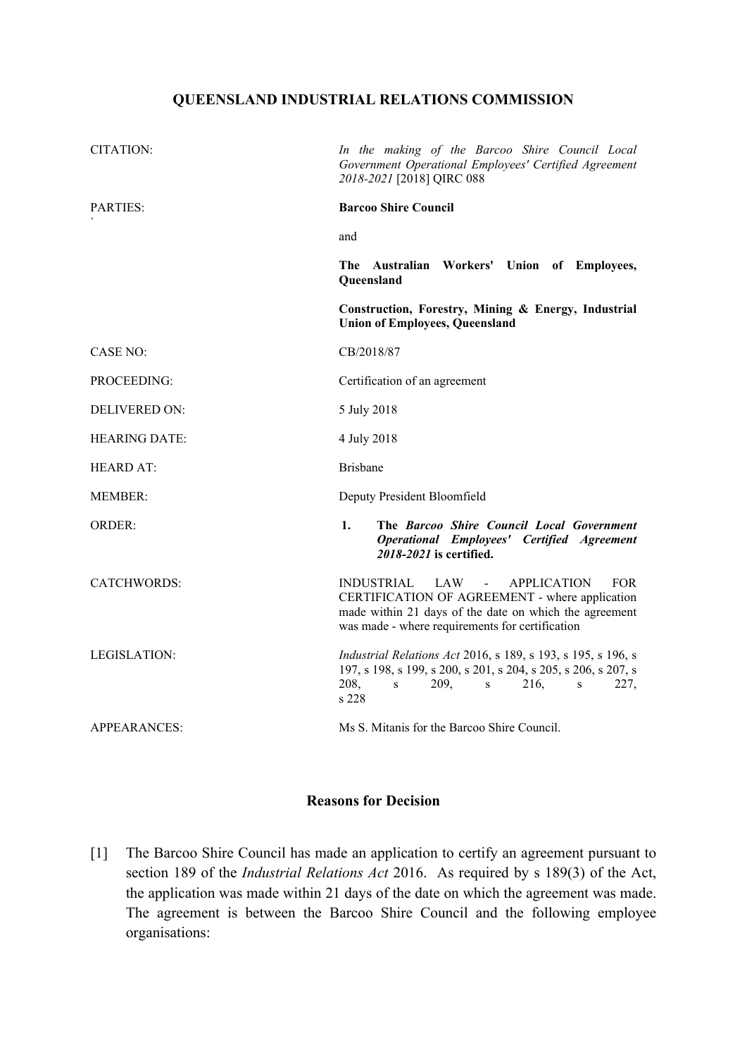# QUEENSLAND INDUSTRIAL RELATIONS COMMISSION

| | |
|---|---|
| CITATION: | *In the making of the Barcoo Shire Council Local Government Operational Employees' Certified Agreement 2018-2021* [2018] QIRC 088 |
| PARTIES: | **Barcoo Shire Council**<br><br>and<br><br>**The Australian Workers' Union of Employees, Queensland**<br><br>**Construction, Forestry, Mining & Energy, Industrial Union of Employees, Queensland** |
| CASE NO: | CB/2018/87 |
| PROCEEDING: | Certification of an agreement |
| DELIVERED ON: | 5 July 2018 |
| HEARING DATE: | 4 July 2018 |
| HEARD AT: | Brisbane |
| MEMBER: | Deputy President Bloomfield |
| ORDER: | **1. The *Barcoo Shire Council Local Government Operational Employees' Certified Agreement 2018-2021* is certified.** |
| CATCHWORDS: | INDUSTRIAL LAW - APPLICATION FOR CERTIFICATION OF AGREEMENT - where application made within 21 days of the date on which the agreement was made - where requirements for certification |
| LEGISLATION: | *Industrial Relations Act* 2016, s 189, s 193, s 195, s 196, s 197, s 198, s 199, s 200, s 201, s 204, s 205, s 206, s 207, s 208, s 209, s 216, s 227, s 228 |
| APPEARANCES: | Ms S. Mitanis for the Barcoo Shire Council. |

## Reasons for Decision

[1] The Barcoo Shire Council has made an application to certify an agreement pursuant to section 189 of the *Industrial Relations Act* 2016. As required by s 189(3) of the Act, the application was made within 21 days of the date on which the agreement was made. The agreement is between the Barcoo Shire Council and the following employee organisations: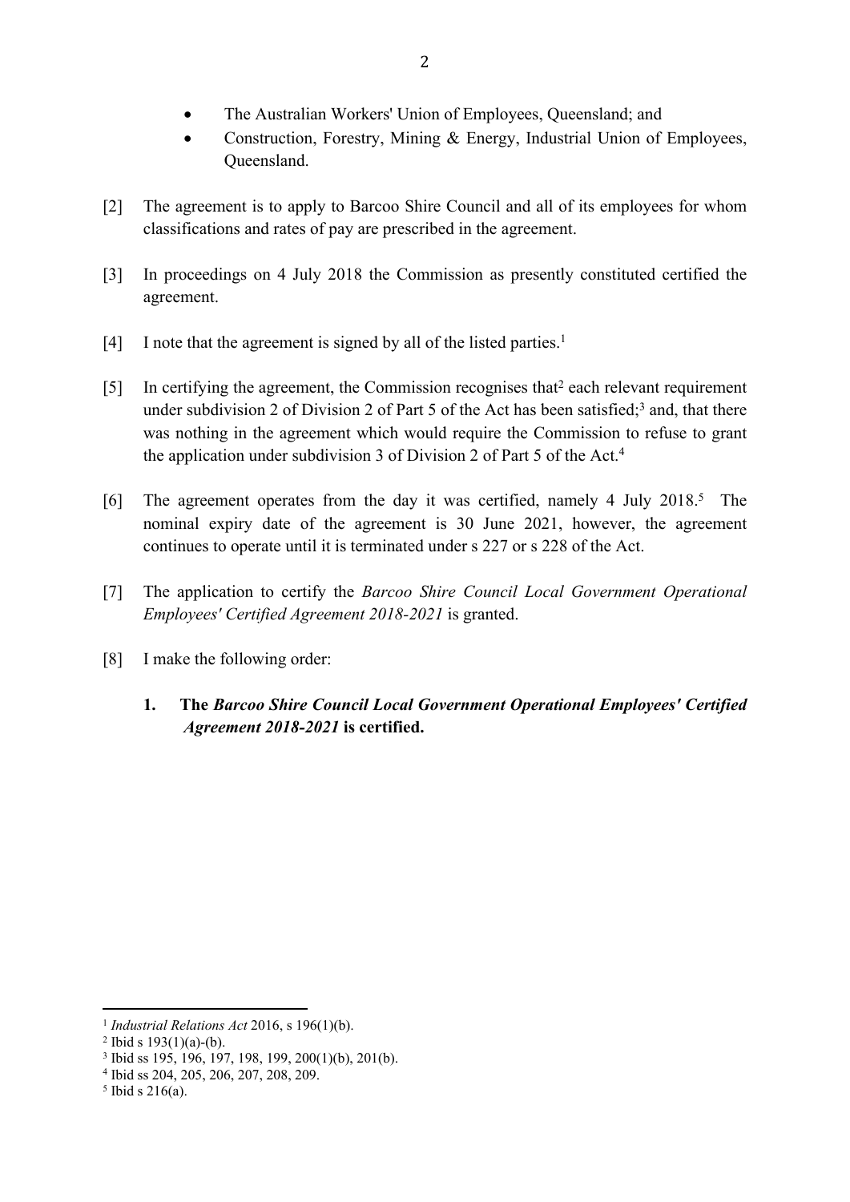- The Australian Workers' Union of Employees, Queensland; and
- Construction, Forestry, Mining & Energy, Industrial Union of Employees, Queensland.

[2] The agreement is to apply to Barcoo Shire Council and all of its employees for whom classifications and rates of pay are prescribed in the agreement.

[3] In proceedings on 4 July 2018 the Commission as presently constituted certified the agreement.

[4] I note that the agreement is signed by all of the listed parties.[1]

[5] In certifying the agreement, the Commission recognises that[2] each relevant requirement under subdivision 2 of Division 2 of Part 5 of the Act has been satisfied;[3] and, that there was nothing in the agreement which would require the Commission to refuse to grant the application under subdivision 3 of Division 2 of Part 5 of the Act.[4]

[6] The agreement operates from the day it was certified, namely 4 July 2018.[5] The nominal expiry date of the agreement is 30 June 2021, however, the agreement continues to operate until it is terminated under s 227 or s 228 of the Act.

[7] The application to certify the *Barcoo Shire Council Local Government Operational Employees' Certified Agreement 2018-2021* is granted.

[8] I make the following order:

**1. The *Barcoo Shire Council Local Government Operational Employees' Certified Agreement 2018-2021* is certified.**

---

[1] *Industrial Relations Act* 2016, s 196(1)(b).

[2] Ibid s 193(1)(a)-(b).

[3] Ibid ss 195, 196, 197, 198, 199, 200(1)(b), 201(b).

[4] Ibid ss 204, 205, 206, 207, 208, 209.

[5] Ibid s 216(a).